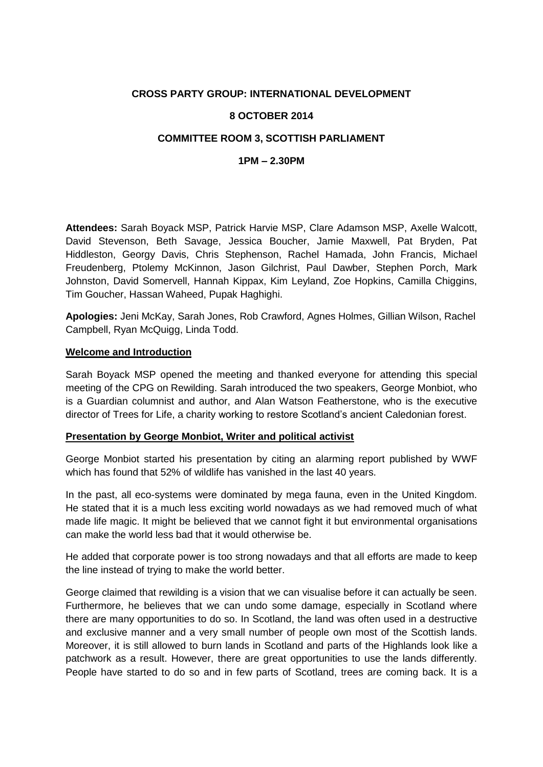**CROSS PARTY GROUP: INTERNATIONAL DEVELOPMENT**

**8 OCTOBER 2014**

**COMMITTEE ROOM 3, SCOTTISH PARLIAMENT**

**1PM – 2.30PM**

**Attendees:** Sarah Boyack MSP, Patrick Harvie MSP, Clare Adamson MSP, Axelle Walcott, David Stevenson, Beth Savage, Jessica Boucher, Jamie Maxwell, Pat Bryden, Pat Hiddleston, Georgy Davis, Chris Stephenson, Rachel Hamada, John Francis, Michael Freudenberg, Ptolemy McKinnon, Jason Gilchrist, Paul Dawber, Stephen Porch, Mark Johnston, David Somervell, Hannah Kippax, Kim Leyland, Zoe Hopkins, Camilla Chiggins, Tim Goucher, Hassan Waheed, Pupak Haghighi.

**Apologies:** Jeni McKay, Sarah Jones, Rob Crawford, Agnes Holmes, Gillian Wilson, Rachel Campbell, Ryan McQuigg, Linda Todd.

**Welcome and Introduction**

Sarah Boyack MSP opened the meeting and thanked everyone for attending this special meeting of the CPG on Rewilding. Sarah introduced the two speakers, George Monbiot, who is a Guardian columnist and author, and Alan Watson Featherstone, who is the executive director of Trees for Life, a charity working to restore Scotland's ancient Caledonian forest.

**Presentation by George Monbiot, Writer and political activist**

George Monbiot started his presentation by citing an alarming report published by WWF which has found that 52% of wildlife has vanished in the last 40 years.

In the past, all eco-systems were dominated by mega fauna, even in the United Kingdom. He stated that it is a much less exciting world nowadays as we had removed much of what made life magic. It might be believed that we cannot fight it but environmental organisations can make the world less bad that it would otherwise be.

He added that corporate power is too strong nowadays and that all efforts are made to keep the line instead of trying to make the world better.

George claimed that rewilding is a vision that we can visualise before it can actually be seen. Furthermore, he believes that we can undo some damage, especially in Scotland where there are many opportunities to do so. In Scotland, the land was often used in a destructive and exclusive manner and a very small number of people own most of the Scottish lands. Moreover, it is still allowed to burn lands in Scotland and parts of the Highlands look like a patchwork as a result. However, there are great opportunities to use the lands differently. People have started to do so and in few parts of Scotland, trees are coming back. It is a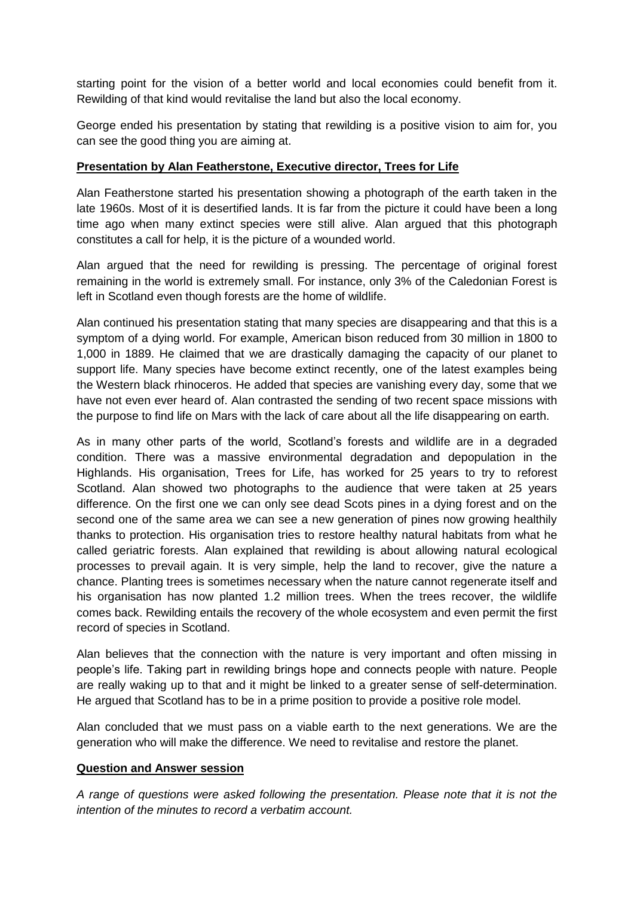starting point for the vision of a better world and local economies could benefit from it. Rewilding of that kind would revitalise the land but also the local economy.

George ended his presentation by stating that rewilding is a positive vision to aim for, you can see the good thing you are aiming at.

**Presentation by Alan Featherstone, Executive director, Trees for Life**

Alan Featherstone started his presentation showing a photograph of the earth taken in the late 1960s. Most of it is desertified lands. It is far from the picture it could have been a long time ago when many extinct species were still alive. Alan argued that this photograph constitutes a call for help, it is the picture of a wounded world.

Alan argued that the need for rewilding is pressing. The percentage of original forest remaining in the world is extremely small. For instance, only 3% of the Caledonian Forest is left in Scotland even though forests are the home of wildlife.

Alan continued his presentation stating that many species are disappearing and that this is a symptom of a dying world. For example, American bison reduced from 30 million in 1800 to 1,000 in 1889. He claimed that we are drastically damaging the capacity of our planet to support life. Many species have become extinct recently, one of the latest examples being the Western black rhinoceros. He added that species are vanishing every day, some that we have not even ever heard of. Alan contrasted the sending of two recent space missions with the purpose to find life on Mars with the lack of care about all the life disappearing on earth.

As in many other parts of the world, Scotland's forests and wildlife are in a degraded condition. There was a massive environmental degradation and depopulation in the Highlands. His organisation, Trees for Life, has worked for 25 years to try to reforest Scotland. Alan showed two photographs to the audience that were taken at 25 years difference. On the first one we can only see dead Scots pines in a dying forest and on the second one of the same area we can see a new generation of pines now growing healthily thanks to protection. His organisation tries to restore healthy natural habitats from what he called geriatric forests. Alan explained that rewilding is about allowing natural ecological processes to prevail again. It is very simple, help the land to recover, give the nature a chance. Planting trees is sometimes necessary when the nature cannot regenerate itself and his organisation has now planted 1.2 million trees. When the trees recover, the wildlife comes back. Rewilding entails the recovery of the whole ecosystem and even permit the first record of species in Scotland.

Alan believes that the connection with the nature is very important and often missing in people's life. Taking part in rewilding brings hope and connects people with nature. People are really waking up to that and it might be linked to a greater sense of self-determination. He argued that Scotland has to be in a prime position to provide a positive role model.

Alan concluded that we must pass on a viable earth to the next generations. We are the generation who will make the difference. We need to revitalise and restore the planet.

**Question and Answer session**

*A range of questions were asked following the presentation. Please note that it is not the intention of the minutes to record a verbatim account.*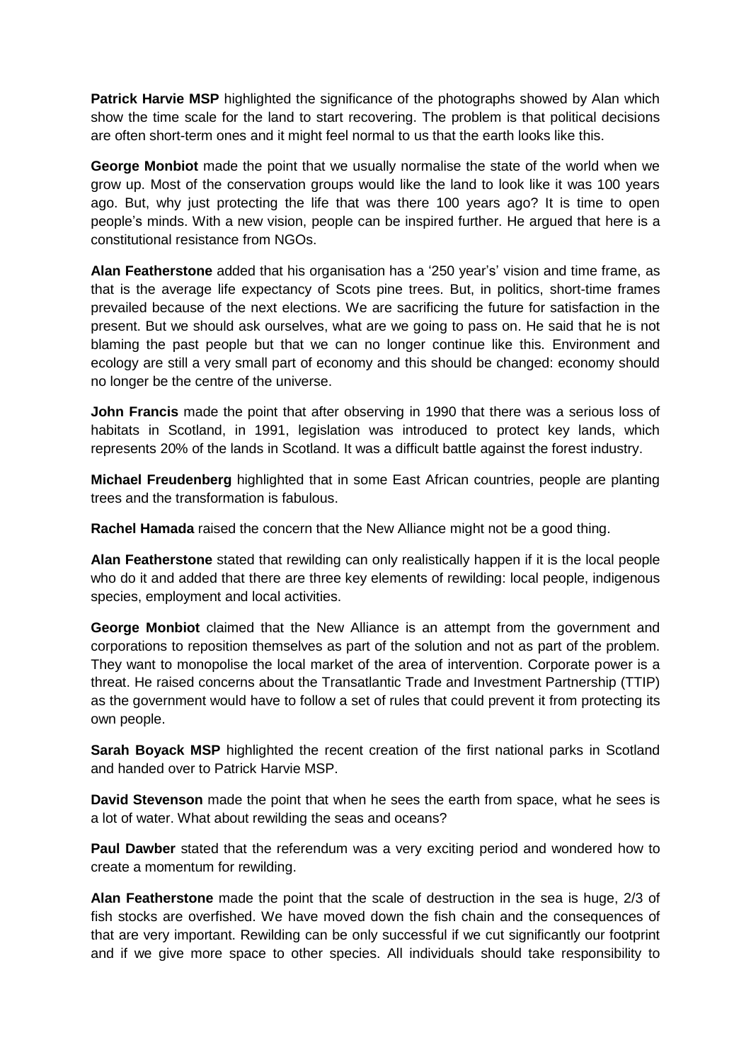**Patrick Harvie MSP** highlighted the significance of the photographs showed by Alan which show the time scale for the land to start recovering. The problem is that political decisions are often short-term ones and it might feel normal to us that the earth looks like this.

**George Monbiot** made the point that we usually normalise the state of the world when we grow up. Most of the conservation groups would like the land to look like it was 100 years ago. But, why just protecting the life that was there 100 years ago? It is time to open people's minds. With a new vision, people can be inspired further. He argued that here is a constitutional resistance from NGOs.

**Alan Featherstone** added that his organisation has a '250 year's' vision and time frame, as that is the average life expectancy of Scots pine trees. But, in politics, short-time frames prevailed because of the next elections. We are sacrificing the future for satisfaction in the present. But we should ask ourselves, what are we going to pass on. He said that he is not blaming the past people but that we can no longer continue like this. Environment and ecology are still a very small part of economy and this should be changed: economy should no longer be the centre of the universe.

**John Francis** made the point that after observing in 1990 that there was a serious loss of habitats in Scotland, in 1991, legislation was introduced to protect key lands, which represents 20% of the lands in Scotland. It was a difficult battle against the forest industry.

**Michael Freudenberg** highlighted that in some East African countries, people are planting trees and the transformation is fabulous.

**Rachel Hamada** raised the concern that the New Alliance might not be a good thing.

**Alan Featherstone** stated that rewilding can only realistically happen if it is the local people who do it and added that there are three key elements of rewilding: local people, indigenous species, employment and local activities.

**George Monbiot** claimed that the New Alliance is an attempt from the government and corporations to reposition themselves as part of the solution and not as part of the problem. They want to monopolise the local market of the area of intervention. Corporate power is a threat. He raised concerns about the Transatlantic Trade and Investment Partnership (TTIP) as the government would have to follow a set of rules that could prevent it from protecting its own people.

**Sarah Boyack MSP** highlighted the recent creation of the first national parks in Scotland and handed over to Patrick Harvie MSP.

**David Stevenson** made the point that when he sees the earth from space, what he sees is a lot of water. What about rewilding the seas and oceans?

**Paul Dawber** stated that the referendum was a very exciting period and wondered how to create a momentum for rewilding.

**Alan Featherstone** made the point that the scale of destruction in the sea is huge, 2/3 of fish stocks are overfished. We have moved down the fish chain and the consequences of that are very important. Rewilding can be only successful if we cut significantly our footprint and if we give more space to other species. All individuals should take responsibility to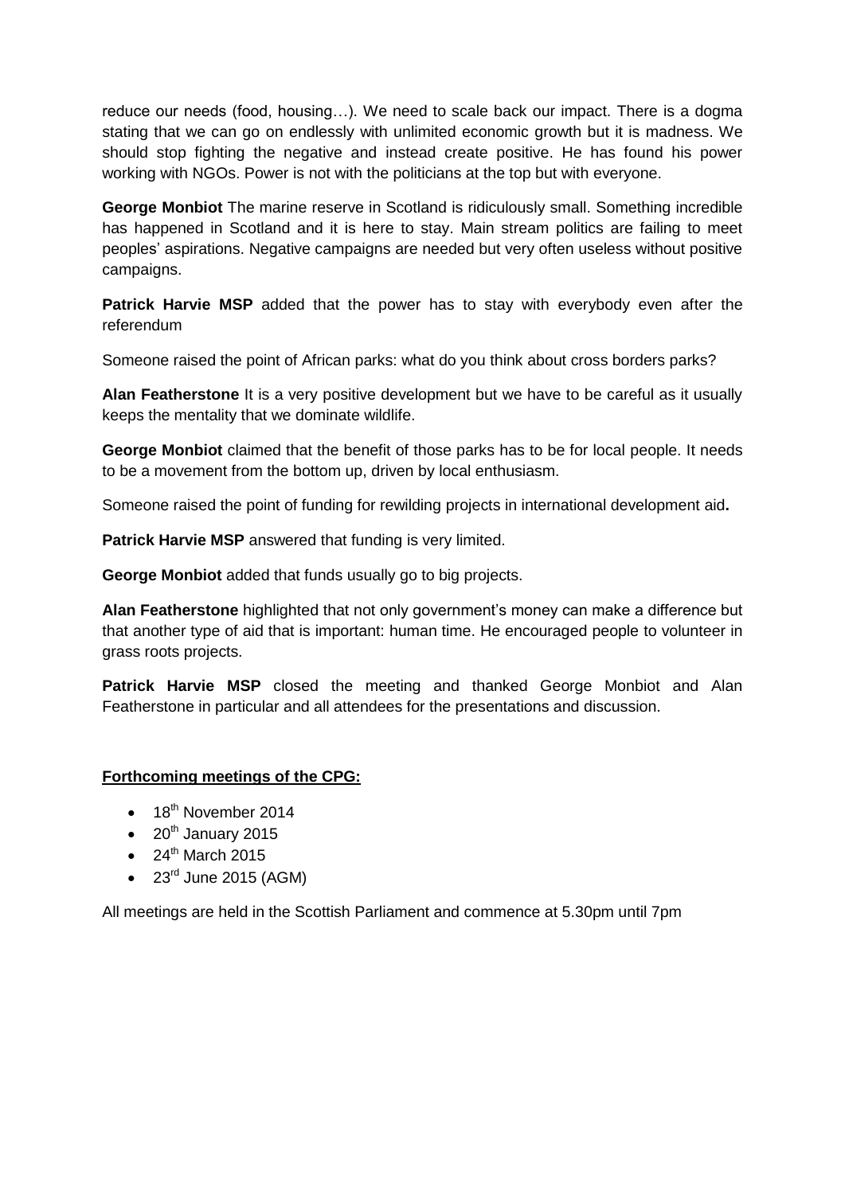reduce our needs (food, housing…). We need to scale back our impact. There is a dogma stating that we can go on endlessly with unlimited economic growth but it is madness. We should stop fighting the negative and instead create positive. He has found his power working with NGOs. Power is not with the politicians at the top but with everyone.

**George Monbiot** The marine reserve in Scotland is ridiculously small. Something incredible has happened in Scotland and it is here to stay. Main stream politics are failing to meet peoples' aspirations. Negative campaigns are needed but very often useless without positive campaigns.

**Patrick Harvie MSP** added that the power has to stay with everybody even after the referendum

Someone raised the point of African parks: what do you think about cross borders parks?

**Alan Featherstone** It is a very positive development but we have to be careful as it usually keeps the mentality that we dominate wildlife.

**George Monbiot** claimed that the benefit of those parks has to be for local people. It needs to be a movement from the bottom up, driven by local enthusiasm.

Someone raised the point of funding for rewilding projects in international development aid**.**

**Patrick Harvie MSP** answered that funding is very limited.

**George Monbiot** added that funds usually go to big projects.

**Alan Featherstone** highlighted that not only government's money can make a difference but that another type of aid that is important: human time. He encouraged people to volunteer in grass roots projects.

**Patrick Harvie MSP** closed the meeting and thanked George Monbiot and Alan Featherstone in particular and all attendees for the presentations and discussion.

**Forthcoming meetings of the CPG:**

- 18th November 2014
- 20th January 2015
- 24th March 2015
- 23rd June 2015 (AGM)

All meetings are held in the Scottish Parliament and commence at 5.30pm until 7pm